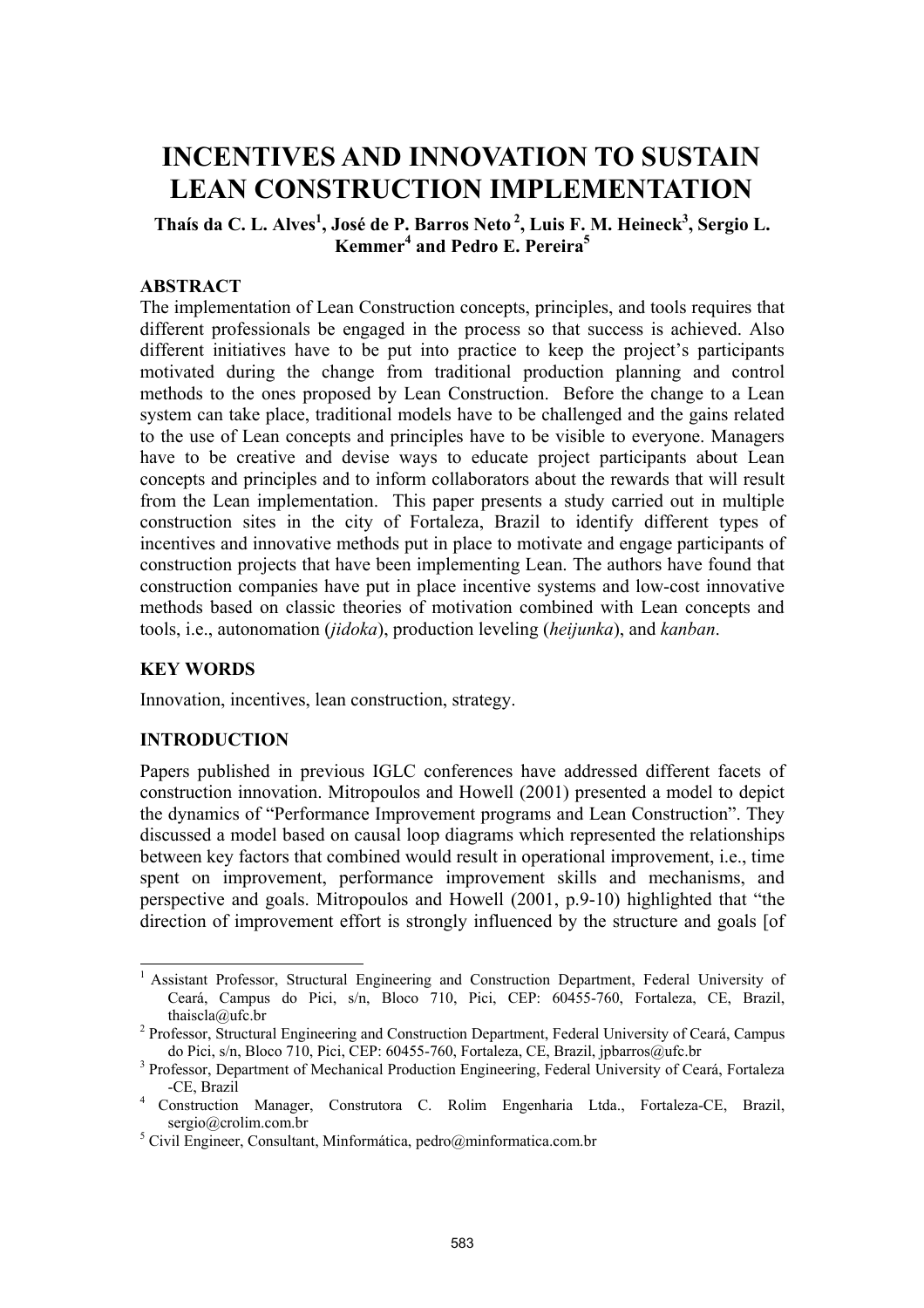# INCENTIVES AND INNOVATION TO SUSTAIN LEAN CONSTRUCTION IMPLEMENTATION

**Thaís da C. L. Alves[1], José de P. Barros Neto[2], Luis F. M. Heineck[3], Sergio L. Kemmer[4] and Pedro E. Pereira[5]**

## ABSTRACT

The implementation of Lean Construction concepts, principles, and tools requires that different professionals be engaged in the process so that success is achieved. Also different initiatives have to be put into practice to keep the project's participants motivated during the change from traditional production planning and control methods to the ones proposed by Lean Construction. Before the change to a Lean system can take place, traditional models have to be challenged and the gains related to the use of Lean concepts and principles have to be visible to everyone. Managers have to be creative and devise ways to educate project participants about Lean concepts and principles and to inform collaborators about the rewards that will result from the Lean implementation. This paper presents a study carried out in multiple construction sites in the city of Fortaleza, Brazil to identify different types of incentives and innovative methods put in place to motivate and engage participants of construction projects that have been implementing Lean. The authors have found that construction companies have put in place incentive systems and low-cost innovative methods based on classic theories of motivation combined with Lean concepts and tools, i.e., autonomation (*jidoka*), production leveling (*heijunka*), and *kanban*.

## KEY WORDS

Innovation, incentives, lean construction, strategy.

## INTRODUCTION

Papers published in previous IGLC conferences have addressed different facets of construction innovation. Mitropoulos and Howell (2001) presented a model to depict the dynamics of "Performance Improvement programs and Lean Construction". They discussed a model based on causal loop diagrams which represented the relationships between key factors that combined would result in operational improvement, i.e., time spent on improvement, performance improvement skills and mechanisms, and perspective and goals. Mitropoulos and Howell (2001, p.9-10) highlighted that "the direction of improvement effort is strongly influenced by the structure and goals [of

---

[1] Assistant Professor, Structural Engineering and Construction Department, Federal University of Ceará, Campus do Pici, s/n, Bloco 710, Pici, CEP: 60455-760, Fortaleza, CE, Brazil, thaiscla@ufc.br

[2] Professor, Structural Engineering and Construction Department, Federal University of Ceará, Campus do Pici, s/n, Bloco 710, Pici, CEP: 60455-760, Fortaleza, CE, Brazil, jpbarros@ufc.br

[3] Professor, Department of Mechanical Production Engineering, Federal University of Ceará, Fortaleza -CE, Brazil

[4] Construction Manager, Construtora C. Rolim Engenharia Ltda., Fortaleza-CE, Brazil, sergio@crolim.com.br

[5] Civil Engineer, Consultant, Minformática, pedro@minformatica.com.br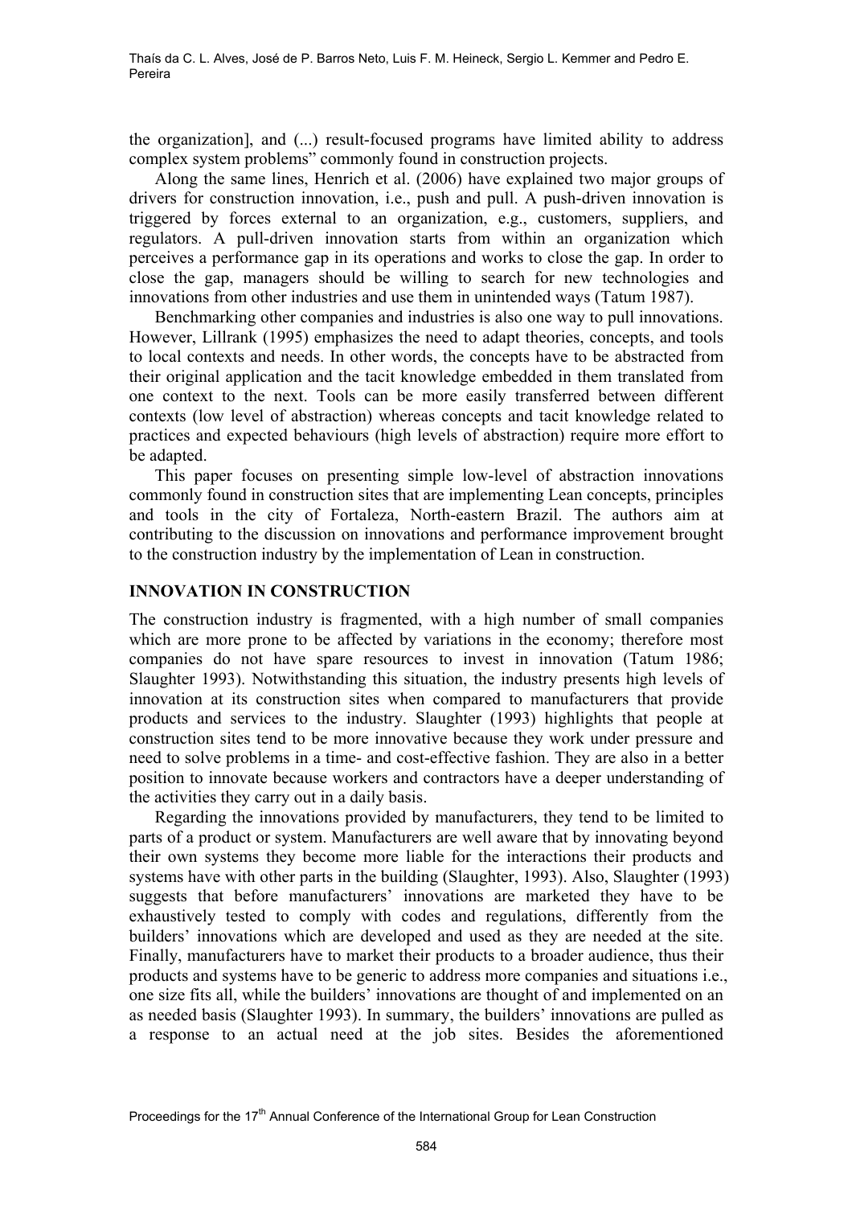the organization], and (...) result-focused programs have limited ability to address complex system problems" commonly found in construction projects.

Along the same lines, Henrich et al. (2006) have explained two major groups of drivers for construction innovation, i.e., push and pull. A push-driven innovation is triggered by forces external to an organization, e.g., customers, suppliers, and regulators. A pull-driven innovation starts from within an organization which perceives a performance gap in its operations and works to close the gap. In order to close the gap, managers should be willing to search for new technologies and innovations from other industries and use them in unintended ways (Tatum 1987).

Benchmarking other companies and industries is also one way to pull innovations. However, Lillrank (1995) emphasizes the need to adapt theories, concepts, and tools to local contexts and needs. In other words, the concepts have to be abstracted from their original application and the tacit knowledge embedded in them translated from one context to the next. Tools can be more easily transferred between different contexts (low level of abstraction) whereas concepts and tacit knowledge related to practices and expected behaviours (high levels of abstraction) require more effort to be adapted.

This paper focuses on presenting simple low-level of abstraction innovations commonly found in construction sites that are implementing Lean concepts, principles and tools in the city of Fortaleza, North-eastern Brazil. The authors aim at contributing to the discussion on innovations and performance improvement brought to the construction industry by the implementation of Lean in construction.

## INNOVATION IN CONSTRUCTION

The construction industry is fragmented, with a high number of small companies which are more prone to be affected by variations in the economy; therefore most companies do not have spare resources to invest in innovation (Tatum 1986; Slaughter 1993). Notwithstanding this situation, the industry presents high levels of innovation at its construction sites when compared to manufacturers that provide products and services to the industry. Slaughter (1993) highlights that people at construction sites tend to be more innovative because they work under pressure and need to solve problems in a time- and cost-effective fashion. They are also in a better position to innovate because workers and contractors have a deeper understanding of the activities they carry out in a daily basis.

Regarding the innovations provided by manufacturers, they tend to be limited to parts of a product or system. Manufacturers are well aware that by innovating beyond their own systems they become more liable for the interactions their products and systems have with other parts in the building (Slaughter, 1993). Also, Slaughter (1993) suggests that before manufacturers' innovations are marketed they have to be exhaustively tested to comply with codes and regulations, differently from the builders' innovations which are developed and used as they are needed at the site. Finally, manufacturers have to market their products to a broader audience, thus their products and systems have to be generic to address more companies and situations i.e., one size fits all, while the builders' innovations are thought of and implemented on an as needed basis (Slaughter 1993). In summary, the builders' innovations are pulled as a response to an actual need at the job sites. Besides the aforementioned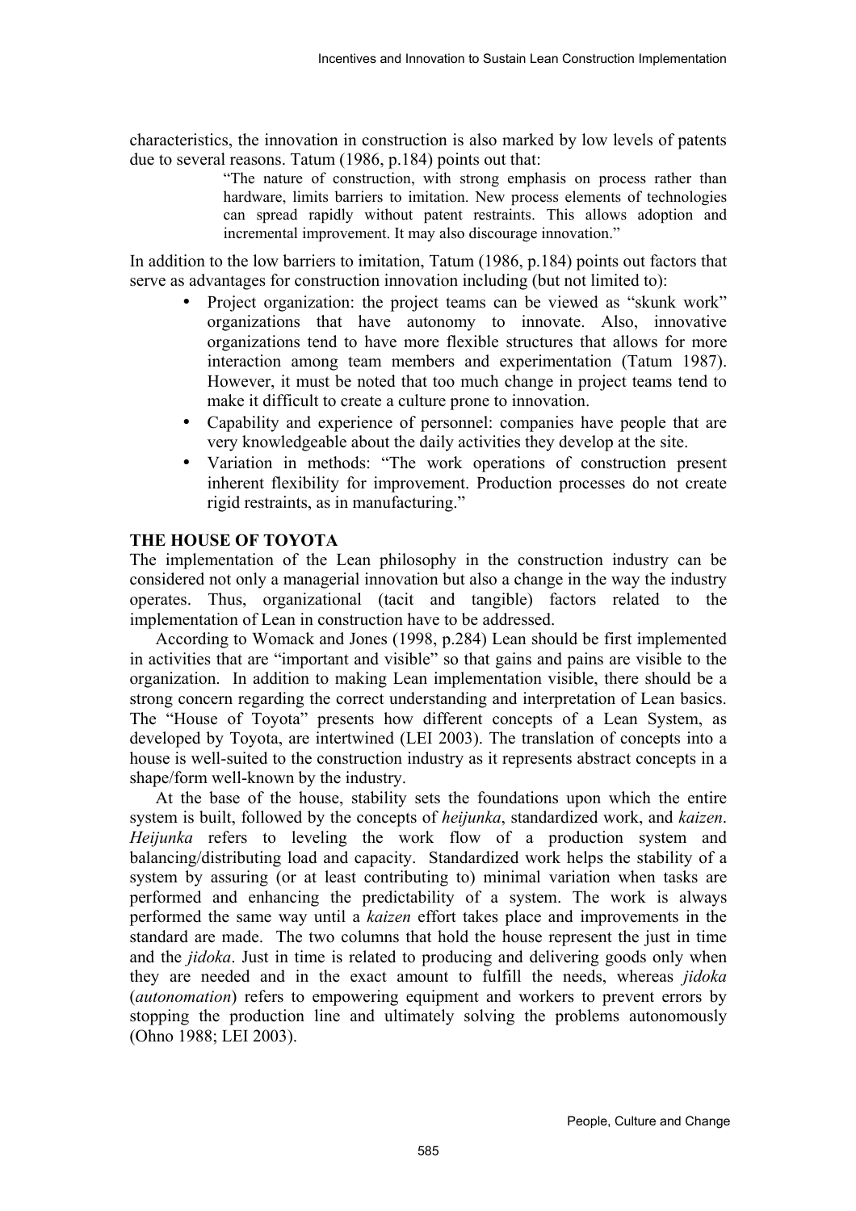characteristics, the innovation in construction is also marked by low levels of patents due to several reasons. Tatum (1986, p.184) points out that:

> "The nature of construction, with strong emphasis on process rather than hardware, limits barriers to imitation. New process elements of technologies can spread rapidly without patent restraints. This allows adoption and incremental improvement. It may also discourage innovation."

In addition to the low barriers to imitation, Tatum (1986, p.184) points out factors that serve as advantages for construction innovation including (but not limited to):

- Project organization: the project teams can be viewed as "skunk work" organizations that have autonomy to innovate. Also, innovative organizations tend to have more flexible structures that allows for more interaction among team members and experimentation (Tatum 1987). However, it must be noted that too much change in project teams tend to make it difficult to create a culture prone to innovation.
- Capability and experience of personnel: companies have people that are very knowledgeable about the daily activities they develop at the site.
- Variation in methods: "The work operations of construction present inherent flexibility for improvement. Production processes do not create rigid restraints, as in manufacturing."

## THE HOUSE OF TOYOTA

The implementation of the Lean philosophy in the construction industry can be considered not only a managerial innovation but also a change in the way the industry operates. Thus, organizational (tacit and tangible) factors related to the implementation of Lean in construction have to be addressed.

According to Womack and Jones (1998, p.284) Lean should be first implemented in activities that are "important and visible" so that gains and pains are visible to the organization. In addition to making Lean implementation visible, there should be a strong concern regarding the correct understanding and interpretation of Lean basics. The "House of Toyota" presents how different concepts of a Lean System, as developed by Toyota, are intertwined (LEI 2003). The translation of concepts into a house is well-suited to the construction industry as it represents abstract concepts in a shape/form well-known by the industry.

At the base of the house, stability sets the foundations upon which the entire system is built, followed by the concepts of *heijunka*, standardized work, and *kaizen*. *Heijunka* refers to leveling the work flow of a production system and balancing/distributing load and capacity. Standardized work helps the stability of a system by assuring (or at least contributing to) minimal variation when tasks are performed and enhancing the predictability of a system. The work is always performed the same way until a *kaizen* effort takes place and improvements in the standard are made. The two columns that hold the house represent the just in time and the *jidoka*. Just in time is related to producing and delivering goods only when they are needed and in the exact amount to fulfill the needs, whereas *jidoka* (*autonomation*) refers to empowering equipment and workers to prevent errors by stopping the production line and ultimately solving the problems autonomously (Ohno 1988; LEI 2003).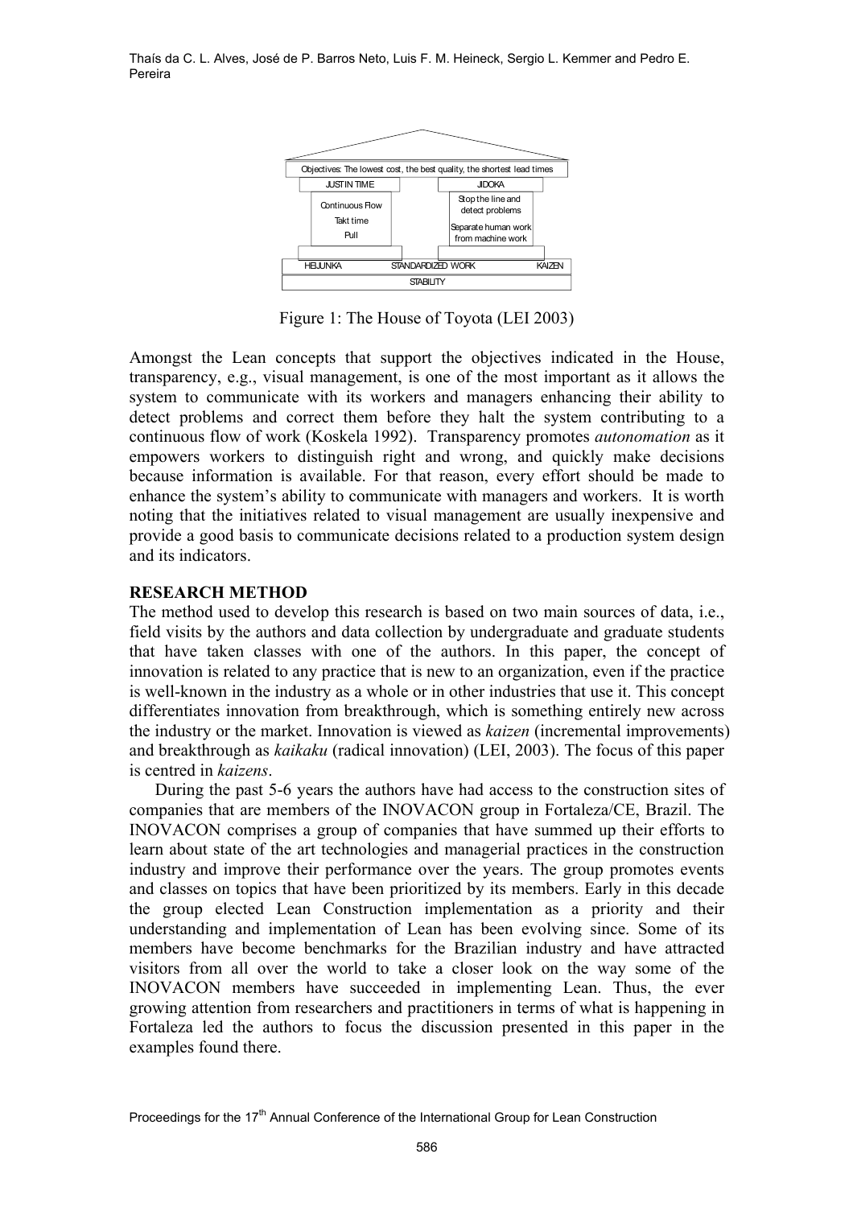Objectives: The lowest cost, the best quality, the shortest lead times

| JUST IN TIME | | JIDOKA |
|---|---|---|
| Continuous Flow<br>Takt time<br>Pull | | Stop the line and detect problems<br>Separate human work from machine work |
| HEIJUNKA | STANDARDIZED WORK | KAIZEN |
| | STABILITY | |

Figure 1: The House of Toyota (LEI 2003)

Amongst the Lean concepts that support the objectives indicated in the House, transparency, e.g., visual management, is one of the most important as it allows the system to communicate with its workers and managers enhancing their ability to detect problems and correct them before they halt the system contributing to a continuous flow of work (Koskela 1992). Transparency promotes *autonomation* as it empowers workers to distinguish right and wrong, and quickly make decisions because information is available. For that reason, every effort should be made to enhance the system's ability to communicate with managers and workers. It is worth noting that the initiatives related to visual management are usually inexpensive and provide a good basis to communicate decisions related to a production system design and its indicators.

## RESEARCH METHOD

The method used to develop this research is based on two main sources of data, i.e., field visits by the authors and data collection by undergraduate and graduate students that have taken classes with one of the authors. In this paper, the concept of innovation is related to any practice that is new to an organization, even if the practice is well-known in the industry as a whole or in other industries that use it. This concept differentiates innovation from breakthrough, which is something entirely new across the industry or the market. Innovation is viewed as *kaizen* (incremental improvements) and breakthrough as *kaikaku* (radical innovation) (LEI, 2003). The focus of this paper is centred in *kaizens*.

During the past 5-6 years the authors have had access to the construction sites of companies that are members of the INOVACON group in Fortaleza/CE, Brazil. The INOVACON comprises a group of companies that have summed up their efforts to learn about state of the art technologies and managerial practices in the construction industry and improve their performance over the years. The group promotes events and classes on topics that have been prioritized by its members. Early in this decade the group elected Lean Construction implementation as a priority and their understanding and implementation of Lean has been evolving since. Some of its members have become benchmarks for the Brazilian industry and have attracted visitors from all over the world to take a closer look on the way some of the INOVACON members have succeeded in implementing Lean. Thus, the ever growing attention from researchers and practitioners in terms of what is happening in Fortaleza led the authors to focus the discussion presented in this paper in the examples found there.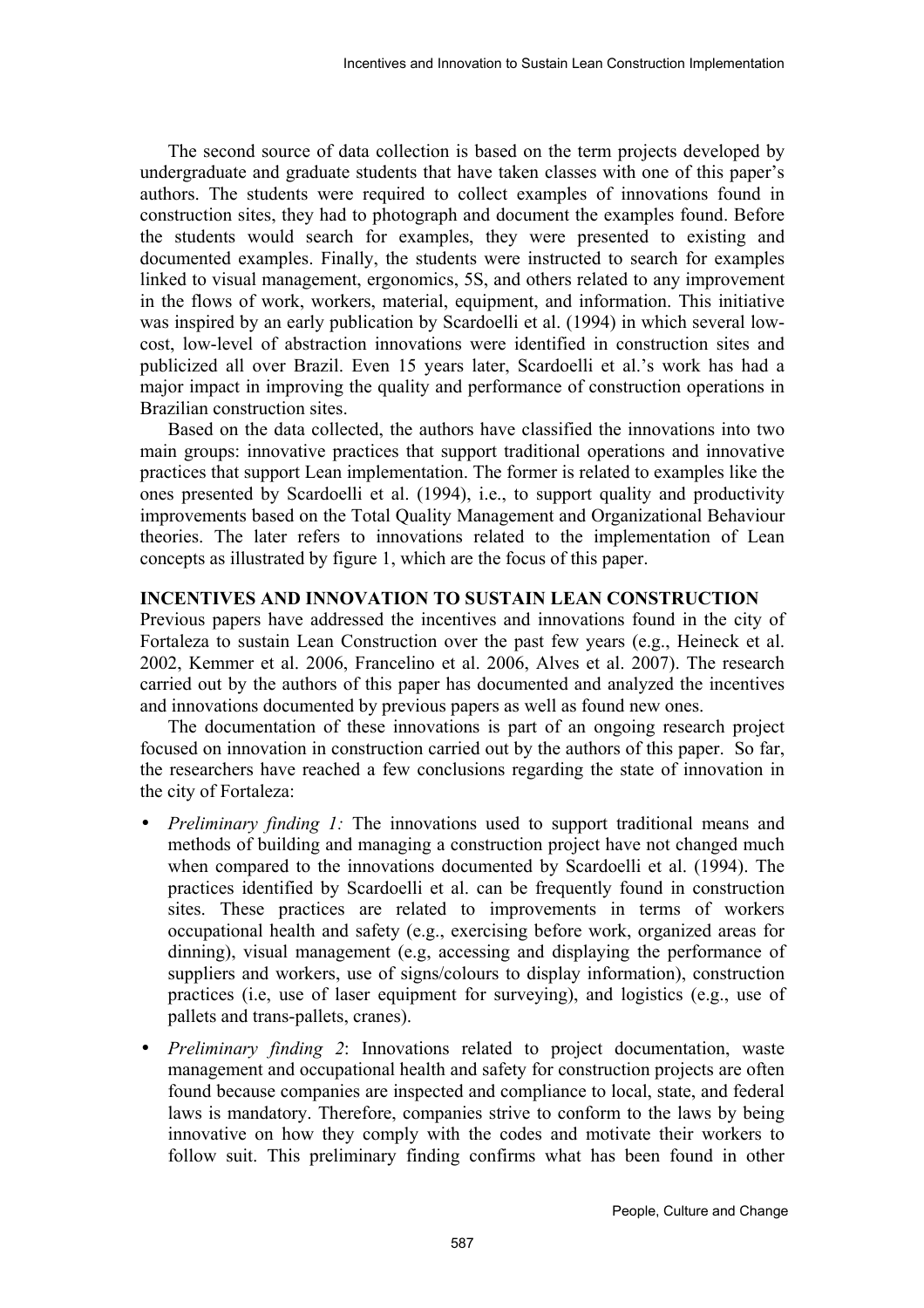The second source of data collection is based on the term projects developed by undergraduate and graduate students that have taken classes with one of this paper's authors. The students were required to collect examples of innovations found in construction sites, they had to photograph and document the examples found. Before the students would search for examples, they were presented to existing and documented examples. Finally, the students were instructed to search for examples linked to visual management, ergonomics, 5S, and others related to any improvement in the flows of work, workers, material, equipment, and information. This initiative was inspired by an early publication by Scardoelli et al. (1994) in which several low-cost, low-level of abstraction innovations were identified in construction sites and publicized all over Brazil. Even 15 years later, Scardoelli et al.'s work has had a major impact in improving the quality and performance of construction operations in Brazilian construction sites.

Based on the data collected, the authors have classified the innovations into two main groups: innovative practices that support traditional operations and innovative practices that support Lean implementation. The former is related to examples like the ones presented by Scardoelli et al. (1994), i.e., to support quality and productivity improvements based on the Total Quality Management and Organizational Behaviour theories. The later refers to innovations related to the implementation of Lean concepts as illustrated by figure 1, which are the focus of this paper.

## INCENTIVES AND INNOVATION TO SUSTAIN LEAN CONSTRUCTION

Previous papers have addressed the incentives and innovations found in the city of Fortaleza to sustain Lean Construction over the past few years (e.g., Heineck et al. 2002, Kemmer et al. 2006, Francelino et al. 2006, Alves et al. 2007). The research carried out by the authors of this paper has documented and analyzed the incentives and innovations documented by previous papers as well as found new ones.

The documentation of these innovations is part of an ongoing research project focused on innovation in construction carried out by the authors of this paper. So far, the researchers have reached a few conclusions regarding the state of innovation in the city of Fortaleza:

- *Preliminary finding 1:* The innovations used to support traditional means and methods of building and managing a construction project have not changed much when compared to the innovations documented by Scardoelli et al. (1994). The practices identified by Scardoelli et al. can be frequently found in construction sites. These practices are related to improvements in terms of workers occupational health and safety (e.g., exercising before work, organized areas for dinning), visual management (e.g, accessing and displaying the performance of suppliers and workers, use of signs/colours to display information), construction practices (i.e, use of laser equipment for surveying), and logistics (e.g., use of pallets and trans-pallets, cranes).
- *Preliminary finding 2*: Innovations related to project documentation, waste management and occupational health and safety for construction projects are often found because companies are inspected and compliance to local, state, and federal laws is mandatory. Therefore, companies strive to conform to the laws by being innovative on how they comply with the codes and motivate their workers to follow suit. This preliminary finding confirms what has been found in other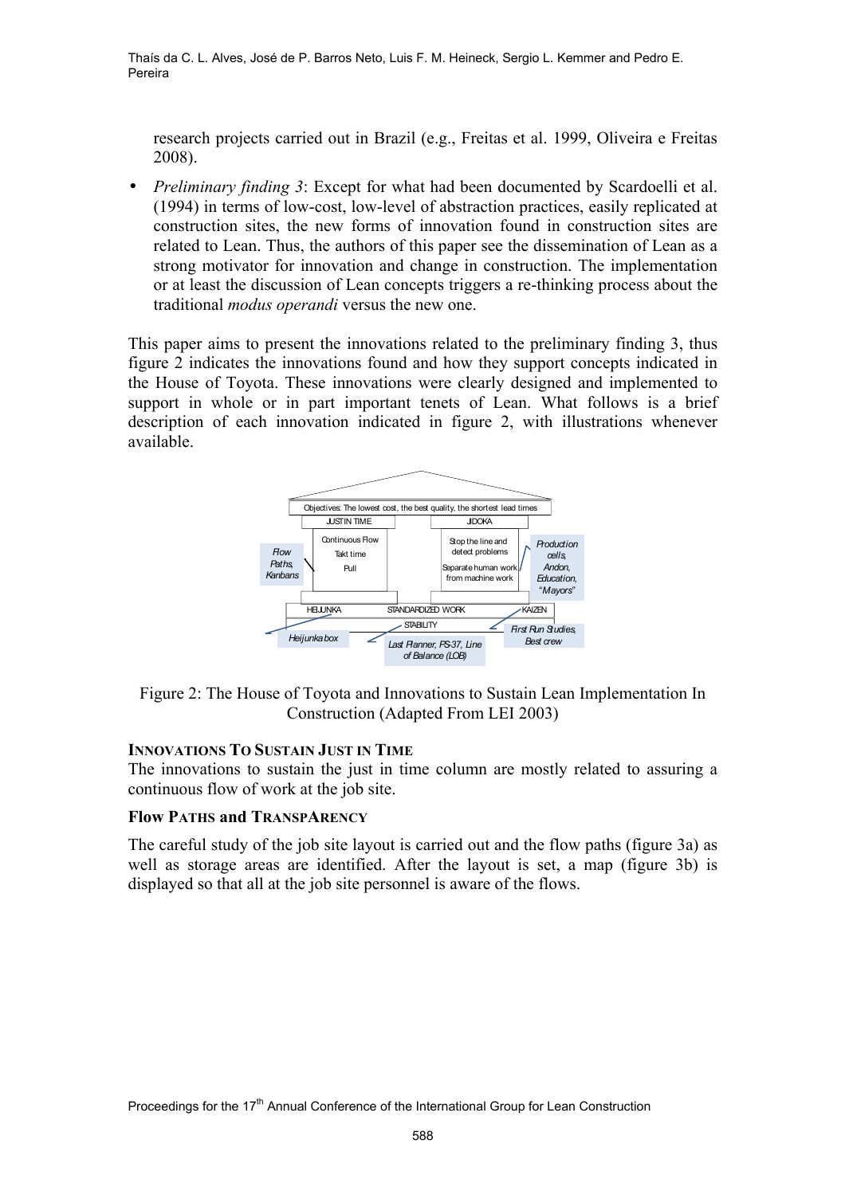research projects carried out in Brazil (e.g., Freitas et al. 1999, Oliveira e Freitas 2008).

- *Preliminary finding 3*: Except for what had been documented by Scardoelli et al. (1994) in terms of low-cost, low-level of abstraction practices, easily replicated at construction sites, the new forms of innovation found in construction sites are related to Lean. Thus, the authors of this paper see the dissemination of Lean as a strong motivator for innovation and change in construction. The implementation or at least the discussion of Lean concepts triggers a re-thinking process about the traditional *modus operandi* versus the new one.

This paper aims to present the innovations related to the preliminary finding 3, thus figure 2 indicates the innovations found and how they support concepts indicated in the House of Toyota. These innovations were clearly designed and implemented to support in whole or in part important tenets of Lean. What follows is a brief description of each innovation indicated in figure 2, with illustrations whenever available.

Objectives: The lowest cost, the best quality, the shortest lead times

JUST IN TIME: Continuous Flow, Takt time, Pull — *Flow Paths, Kanbans*

JIDOKA: Stop the line and detect problems, Separate human work from machine work — *Production cells, Andon, Education, "Mayors"*

HEIJUNKA — *Heijunka box*

STANDARDIZED WORK

KAIZEN — *First Run Studies, Best crew*

STABILITY — *Last Planner, PS-37, Line of Balance (LOB)*

Figure 2: The House of Toyota and Innovations to Sustain Lean Implementation In Construction (Adapted From LEI 2003)

### INNOVATIONS TO SUSTAIN JUST IN TIME

The innovations to sustain the just in time column are mostly related to assuring a continuous flow of work at the job site.

#### FLOW PATHS and TRANSPARENCY

The careful study of the job site layout is carried out and the flow paths (figure 3a) as well as storage areas are identified. After the layout is set, a map (figure 3b) is displayed so that all at the job site personnel is aware of the flows.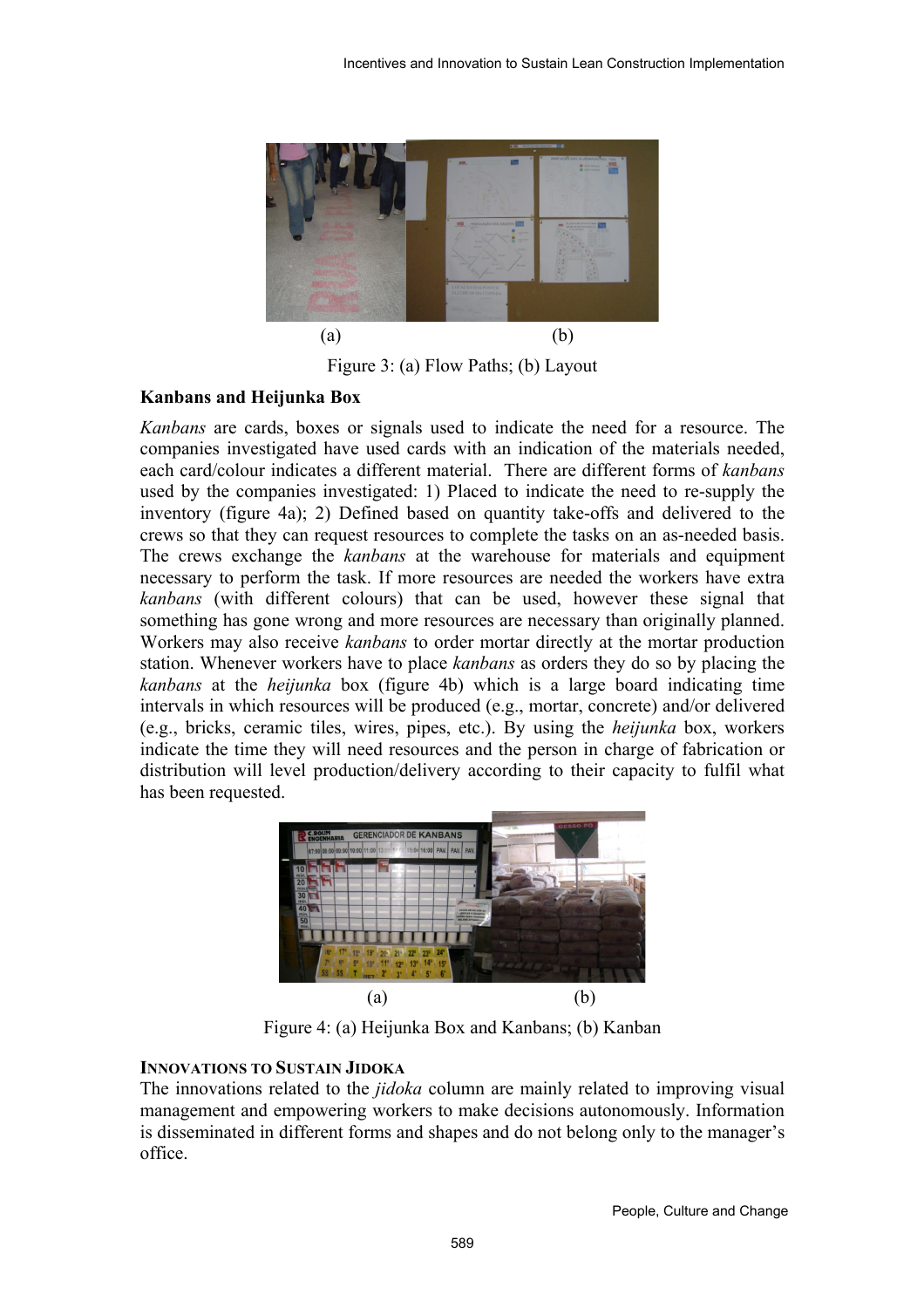(a) (b)

Figure 3: (a) Flow Paths; (b) Layout

**Kanbans and Heijunka Box**

*Kanbans* are cards, boxes or signals used to indicate the need for a resource. The companies investigated have used cards with an indication of the materials needed, each card/colour indicates a different material. There are different forms of *kanbans* used by the companies investigated: 1) Placed to indicate the need to re-supply the inventory (figure 4a); 2) Defined based on quantity take-offs and delivered to the crews so that they can request resources to complete the tasks on an as-needed basis. The crews exchange the *kanbans* at the warehouse for materials and equipment necessary to perform the task. If more resources are needed the workers have extra *kanbans* (with different colours) that can be used, however these signal that something has gone wrong and more resources are necessary than originally planned. Workers may also receive *kanbans* to order mortar directly at the mortar production station. Whenever workers have to place *kanbans* as orders they do so by placing the *kanbans* at the *heijunka* box (figure 4b) which is a large board indicating time intervals in which resources will be produced (e.g., mortar, concrete) and/or delivered (e.g., bricks, ceramic tiles, wires, pipes, etc.). By using the *heijunka* box, workers indicate the time they will need resources and the person in charge of fabrication or distribution will level production/delivery according to their capacity to fulfil what has been requested.

(a) (b)

Figure 4: (a) Heijunka Box and Kanbans; (b) Kanban

**INNOVATIONS TO SUSTAIN JIDOKA**

The innovations related to the *jidoka* column are mainly related to improving visual management and empowering workers to make decisions autonomously. Information is disseminated in different forms and shapes and do not belong only to the manager's office.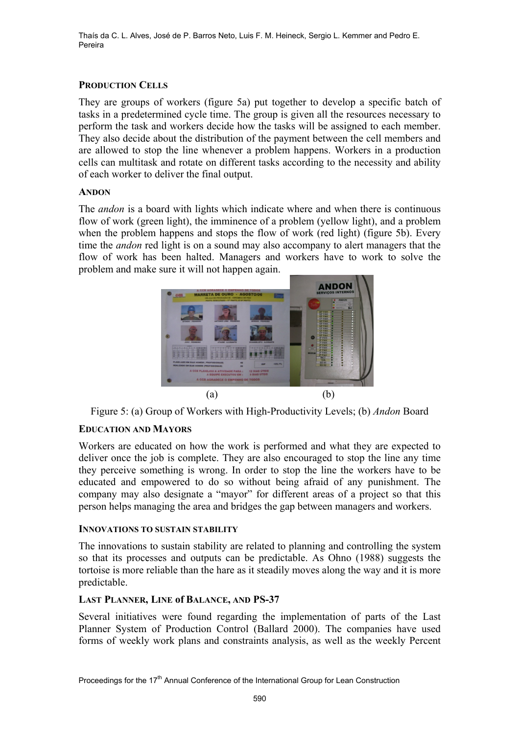### Production Cells

They are groups of workers (figure 5a) put together to develop a specific batch of tasks in a predetermined cycle time. The group is given all the resources necessary to perform the task and workers decide how the tasks will be assigned to each member. They also decide about the distribution of the payment between the cell members and are allowed to stop the line whenever a problem happens. Workers in a production cells can multitask and rotate on different tasks according to the necessity and ability of each worker to deliver the final output.

### Andon

The *andon* is a board with lights which indicate where and when there is continuous flow of work (green light), the imminence of a problem (yellow light), and a problem when the problem happens and stops the flow of work (red light) (figure 5b). Every time the *andon* red light is on a sound may also accompany to alert managers that the flow of work has been halted. Managers and workers have to work to solve the problem and make sure it will not happen again.

(a) (b)

Figure 5: (a) Group of Workers with High-Productivity Levels; (b) *Andon* Board

### Education and Mayors

Workers are educated on how the work is performed and what they are expected to deliver once the job is complete. They are also encouraged to stop the line any time they perceive something is wrong. In order to stop the line the workers have to be educated and empowered to do so without being afraid of any punishment. The company may also designate a "mayor" for different areas of a project so that this person helps managing the area and bridges the gap between managers and workers.

### Innovations to Sustain Stability

The innovations to sustain stability are related to planning and controlling the system so that its processes and outputs can be predictable. As Ohno (1988) suggests the tortoise is more reliable than the hare as it steadily moves along the way and it is more predictable.

### Last Planner, Line of Balance, and PS-37

Several initiatives were found regarding the implementation of parts of the Last Planner System of Production Control (Ballard 2000). The companies have used forms of weekly work plans and constraints analysis, as well as the weekly Percent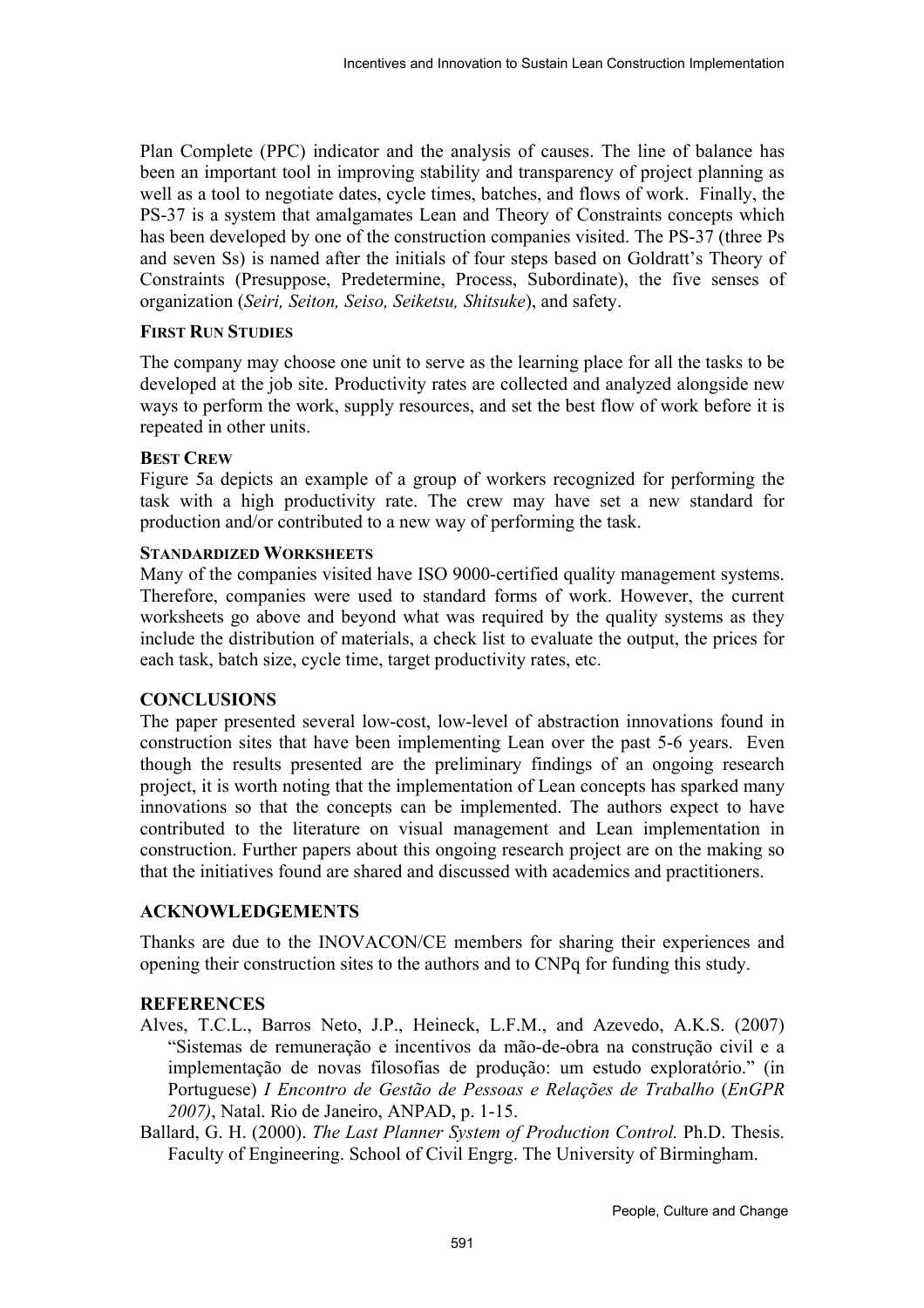Plan Complete (PPC) indicator and the analysis of causes. The line of balance has been an important tool in improving stability and transparency of project planning as well as a tool to negotiate dates, cycle times, batches, and flows of work. Finally, the PS-37 is a system that amalgamates Lean and Theory of Constraints concepts which has been developed by one of the construction companies visited. The PS-37 (three Ps and seven Ss) is named after the initials of four steps based on Goldratt's Theory of Constraints (Presuppose, Predetermine, Process, Subordinate), the five senses of organization (*Seiri, Seiton, Seiso, Seiketsu, Shitsuke*), and safety.

#### FIRST RUN STUDIES

The company may choose one unit to serve as the learning place for all the tasks to be developed at the job site. Productivity rates are collected and analyzed alongside new ways to perform the work, supply resources, and set the best flow of work before it is repeated in other units.

#### BEST CREW

Figure 5a depicts an example of a group of workers recognized for performing the task with a high productivity rate. The crew may have set a new standard for production and/or contributed to a new way of performing the task.

#### STANDARDIZED WORKSHEETS

Many of the companies visited have ISO 9000-certified quality management systems. Therefore, companies were used to standard forms of work. However, the current worksheets go above and beyond what was required by the quality systems as they include the distribution of materials, a check list to evaluate the output, the prices for each task, batch size, cycle time, target productivity rates, etc.

## CONCLUSIONS

The paper presented several low-cost, low-level of abstraction innovations found in construction sites that have been implementing Lean over the past 5-6 years. Even though the results presented are the preliminary findings of an ongoing research project, it is worth noting that the implementation of Lean concepts has sparked many innovations so that the concepts can be implemented. The authors expect to have contributed to the literature on visual management and Lean implementation in construction. Further papers about this ongoing research project are on the making so that the initiatives found are shared and discussed with academics and practitioners.

## ACKNOWLEDGEMENTS

Thanks are due to the INOVACON/CE members for sharing their experiences and opening their construction sites to the authors and to CNPq for funding this study.

## REFERENCES

Alves, T.C.L., Barros Neto, J.P., Heineck, L.F.M., and Azevedo, A.K.S. (2007) "Sistemas de remuneração e incentivos da mão-de-obra na construção civil e a implementação de novas filosofias de produção: um estudo exploratório." (in Portuguese) *I Encontro de Gestão de Pessoas e Relações de Trabalho* (*EnGPR 2007)*, Natal. Rio de Janeiro, ANPAD, p. 1-15.

Ballard, G. H. (2000). *The Last Planner System of Production Control.* Ph.D. Thesis. Faculty of Engineering. School of Civil Engrg. The University of Birmingham.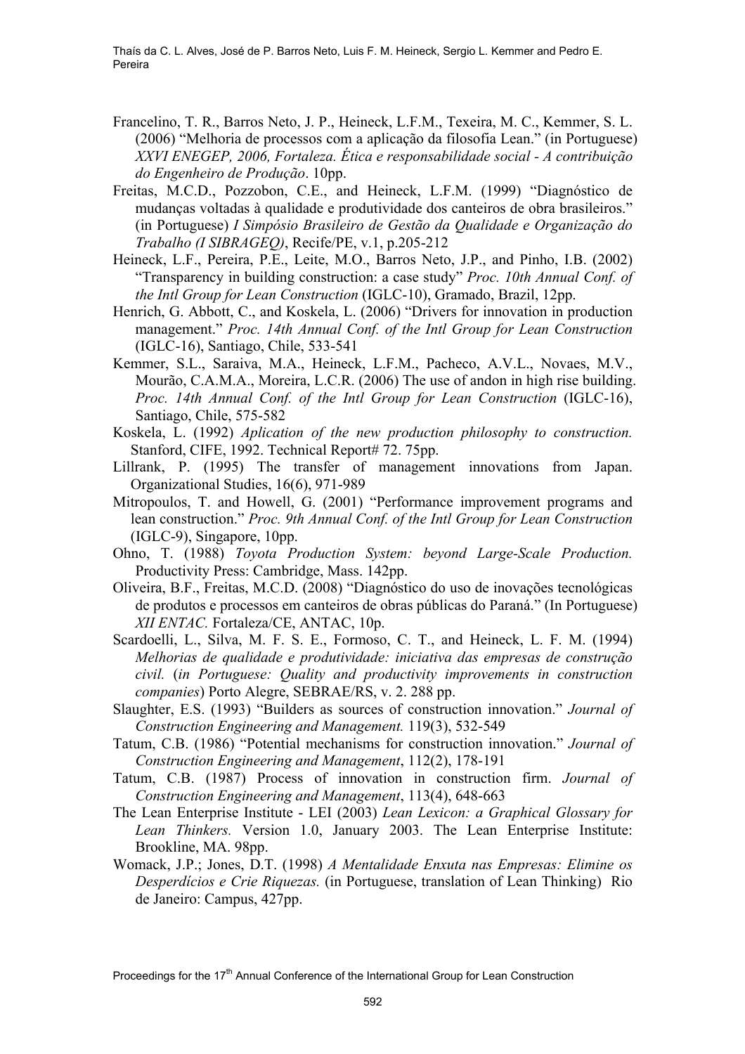Francelino, T. R., Barros Neto, J. P., Heineck, L.F.M., Texeira, M. C., Kemmer, S. L. (2006) "Melhoria de processos com a aplicação da filosofia Lean." (in Portuguese) *XXVI ENEGEP, 2006, Fortaleza. Ética e responsabilidade social - A contribuição do Engenheiro de Produção*. 10pp.

Freitas, M.C.D., Pozzobon, C.E., and Heineck, L.F.M. (1999) "Diagnóstico de mudanças voltadas à qualidade e produtividade dos canteiros de obra brasileiros." (in Portuguese) *I Simpósio Brasileiro de Gestão da Qualidade e Organização do Trabalho (I SIBRAGEQ)*, Recife/PE, v.1, p.205-212

Heineck, L.F., Pereira, P.E., Leite, M.O., Barros Neto, J.P., and Pinho, I.B. (2002) "Transparency in building construction: a case study" *Proc. 10th Annual Conf. of the Intl Group for Lean Construction* (IGLC-10), Gramado, Brazil, 12pp.

Henrich, G. Abbott, C., and Koskela, L. (2006) "Drivers for innovation in production management." *Proc. 14th Annual Conf. of the Intl Group for Lean Construction* (IGLC-16), Santiago, Chile, 533-541

Kemmer, S.L., Saraiva, M.A., Heineck, L.F.M., Pacheco, A.V.L., Novaes, M.V., Mourão, C.A.M.A., Moreira, L.C.R. (2006) The use of andon in high rise building. *Proc. 14th Annual Conf. of the Intl Group for Lean Construction* (IGLC-16), Santiago, Chile, 575-582

Koskela, L. (1992) *Aplication of the new production philosophy to construction.* Stanford, CIFE, 1992. Technical Report# 72. 75pp.

Lillrank, P. (1995) The transfer of management innovations from Japan. Organizational Studies, 16(6), 971-989

Mitropoulos, T. and Howell, G. (2001) "Performance improvement programs and lean construction." *Proc. 9th Annual Conf. of the Intl Group for Lean Construction* (IGLC-9), Singapore, 10pp.

Ohno, T. (1988) *Toyota Production System: beyond Large-Scale Production.* Productivity Press: Cambridge, Mass. 142pp.

Oliveira, B.F., Freitas, M.C.D. (2008) "Diagnóstico do uso de inovações tecnológicas de produtos e processos em canteiros de obras públicas do Paraná." (In Portuguese) *XII ENTAC.* Fortaleza/CE, ANTAC, 10p.

Scardoelli, L., Silva, M. F. S. E., Formoso, C. T., and Heineck, L. F. M. (1994) *Melhorias de qualidade e produtividade: iniciativa das empresas de construção civil.* (*in Portuguese: Quality and productivity improvements in construction companies*) Porto Alegre, SEBRAE/RS, v. 2. 288 pp.

Slaughter, E.S. (1993) "Builders as sources of construction innovation." *Journal of Construction Engineering and Management.* 119(3), 532-549

Tatum, C.B. (1986) "Potential mechanisms for construction innovation." *Journal of Construction Engineering and Management*, 112(2), 178-191

Tatum, C.B. (1987) Process of innovation in construction firm. *Journal of Construction Engineering and Management*, 113(4), 648-663

The Lean Enterprise Institute - LEI (2003) *Lean Lexicon: a Graphical Glossary for Lean Thinkers.* Version 1.0, January 2003. The Lean Enterprise Institute: Brookline, MA. 98pp.

Womack, J.P.; Jones, D.T. (1998) *A Mentalidade Enxuta nas Empresas: Elimine os Desperdícios e Crie Riquezas.* (in Portuguese, translation of Lean Thinking) Rio de Janeiro: Campus, 427pp.